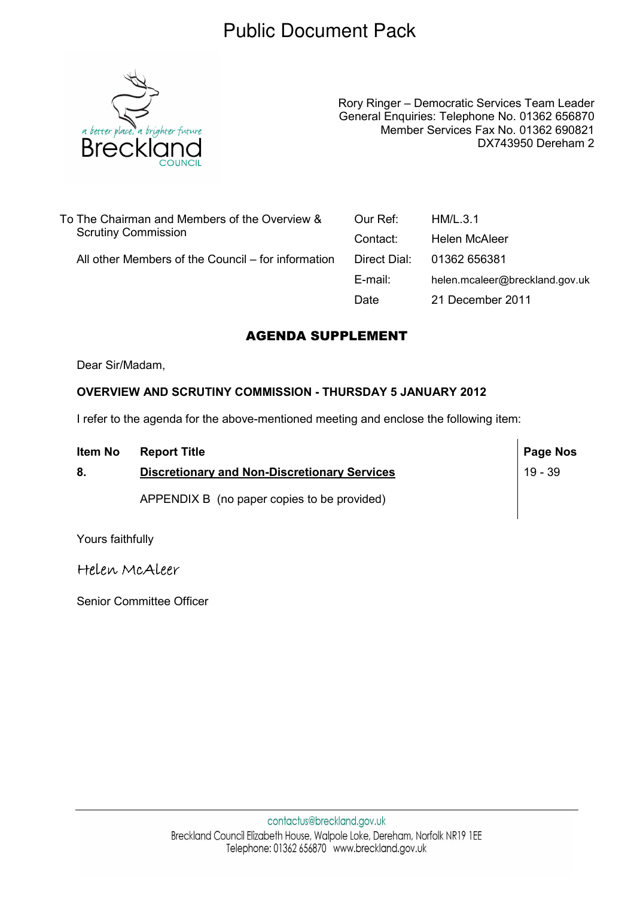# Public Document Pack

a better place, a brighter future
Breckland
COUNCIL

Rory Ringer – Democratic Services Team Leader
General Enquiries: Telephone No. 01362 656870
Member Services Fax No. 01362 690821
DX743950 Dereham 2

To The Chairman and Members of the Overview & Scrutiny Commission

All other Members of the Council – for information

| | |
|---|---|
| Our Ref: | HM/L.3.1 |
| Contact: | Helen McAleer |
| Direct Dial: | 01362 656381 |
| E-mail: | helen.mcaleer@breckland.gov.uk |
| Date | 21 December 2011 |

## AGENDA SUPPLEMENT

Dear Sir/Madam,

**OVERVIEW AND SCRUTINY COMMISSION - THURSDAY 5 JANUARY 2012**

I refer to the agenda for the above-mentioned meeting and enclose the following item:

| Item No | Report Title | Page Nos |
|---|---|---|
| 8. | **Discretionary and Non-Discretionary Services** | 19 - 39 |
| | APPENDIX B (no paper copies to be provided) | |

Yours faithfully

Helen McAleer

Senior Committee Officer

contactus@breckland.gov.uk
Breckland Council Elizabeth House, Walpole Loke, Dereham, Norfolk NR19 1EE
Telephone: 01362 656870 www.breckland.gov.uk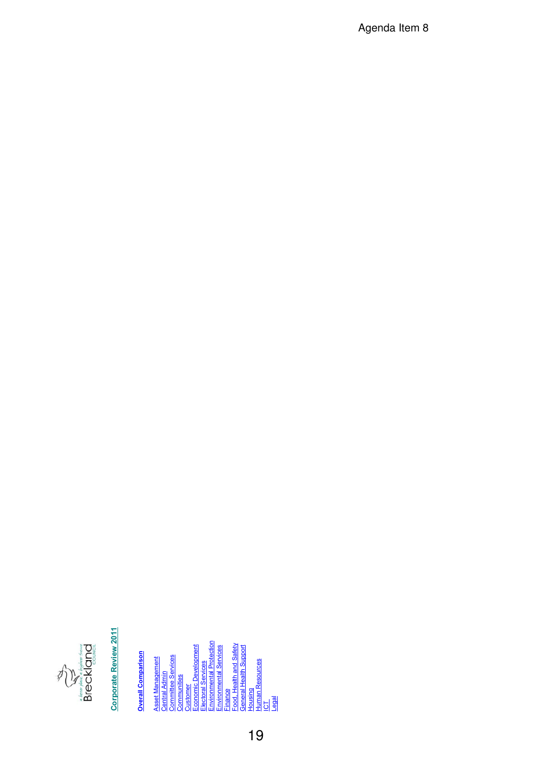Agenda Item 8

Breckland Council — a better place a brighter future

## Corporate Review 2011

**Overall Comparison**

- Asset Management
- Central Admin
- Committee Services
- Communities
- Customer
- Economic Development
- Electoral Services
- Environmental Protection
- Environmental Services
- Finance
- Food, Health and Safety
- General Health Support
- Housing
- Human Resources
- ICT
- Legal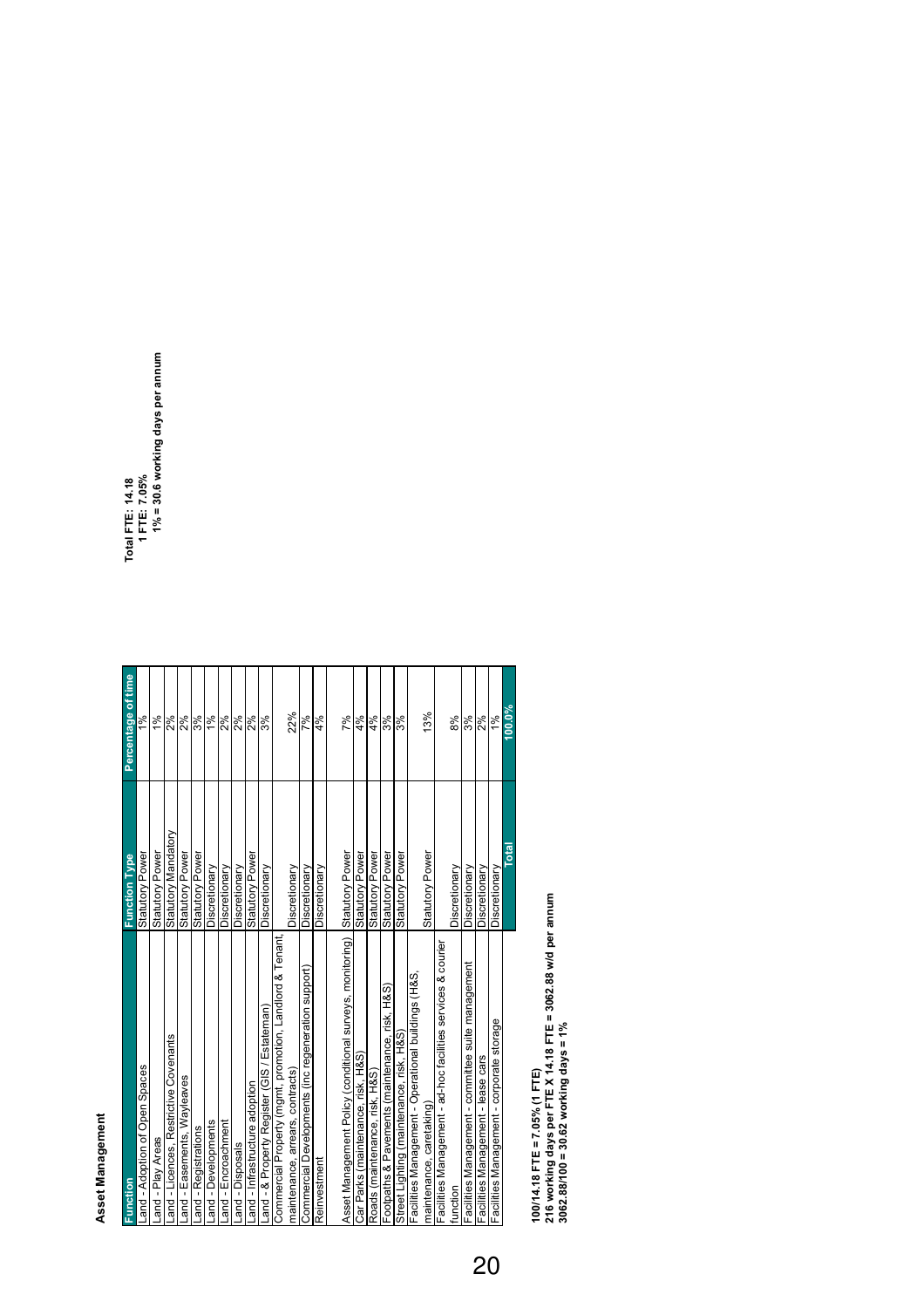## Asset Management

| Function | Function Type | Percentage of time |
|---|---|---|
| Land - Adoption of Open Spaces | Statutory Power | 1% |
| Land - Play Areas | Statutory Power | 1% |
| Land - Licences, Restrictive Covenants | Statutory Mandatory | 2% |
| Land - Easements, Wayleaves | Statutory Power | 2% |
| Land - Registrations | Statutory Power | 3% |
| Land - Developments | Discretionary | 1% |
| Land - Encroachment | Discretionary | 2% |
| Land - Disposals | Discretionary | 2% |
| Land - Infrastructure adoption | Statutory Power | 2% |
| Land - & Property Register (GIS / Estateman) | Discretionary | 3% |
| Commercial Property (mgmt, promotion, Landlord & Tenant, maintenance, arrears, contracts) | Discretionary | 22% |
| Commercial Developments (inc regeneration support) | Discretionary | 7% |
| Reinvestment | Discretionary | 4% |
| Asset Management Policy (conditional surveys, monitoring) | Statutory Power | 7% |
| Car Parks (maintenance, risk, H&S) | Statutory Power | 4% |
| Roads (maintenance, risk, H&S) | Statutory Power | 3% |
| Footpaths & Pavements (maintenance, risk, H&S) | Statutory Power | 3% |
| Street Lighting (maintenance, risk, H&S) | Statutory Power | 3% |
| Facilities Management - Operational buildings (H&S, maintenance, caretaking) | Statutory Power | 13% |
| Facilities Management - ad-hoc facilities services & courier function | Discretionary | 8% |
| Facilities Management - committee suite management | Discretionary | 3% |
| Facilities Management - lease cars | Discretionary | 2% |
| Facilities Management - corporate storage | Discretionary | 1% |
| | **Total** | **100.0%** |

**Total FTE: 14.18**
**1 FTE: 7.05%**
**1% = 30.6 working days per annum**

**100/14.18 FTE = 7.05% (1 FTE)**
**216 working days per FTE X 14.18 FTE = 3062.88 w/d per annum**
**3062.88/100 = 30.62 working days = 1%**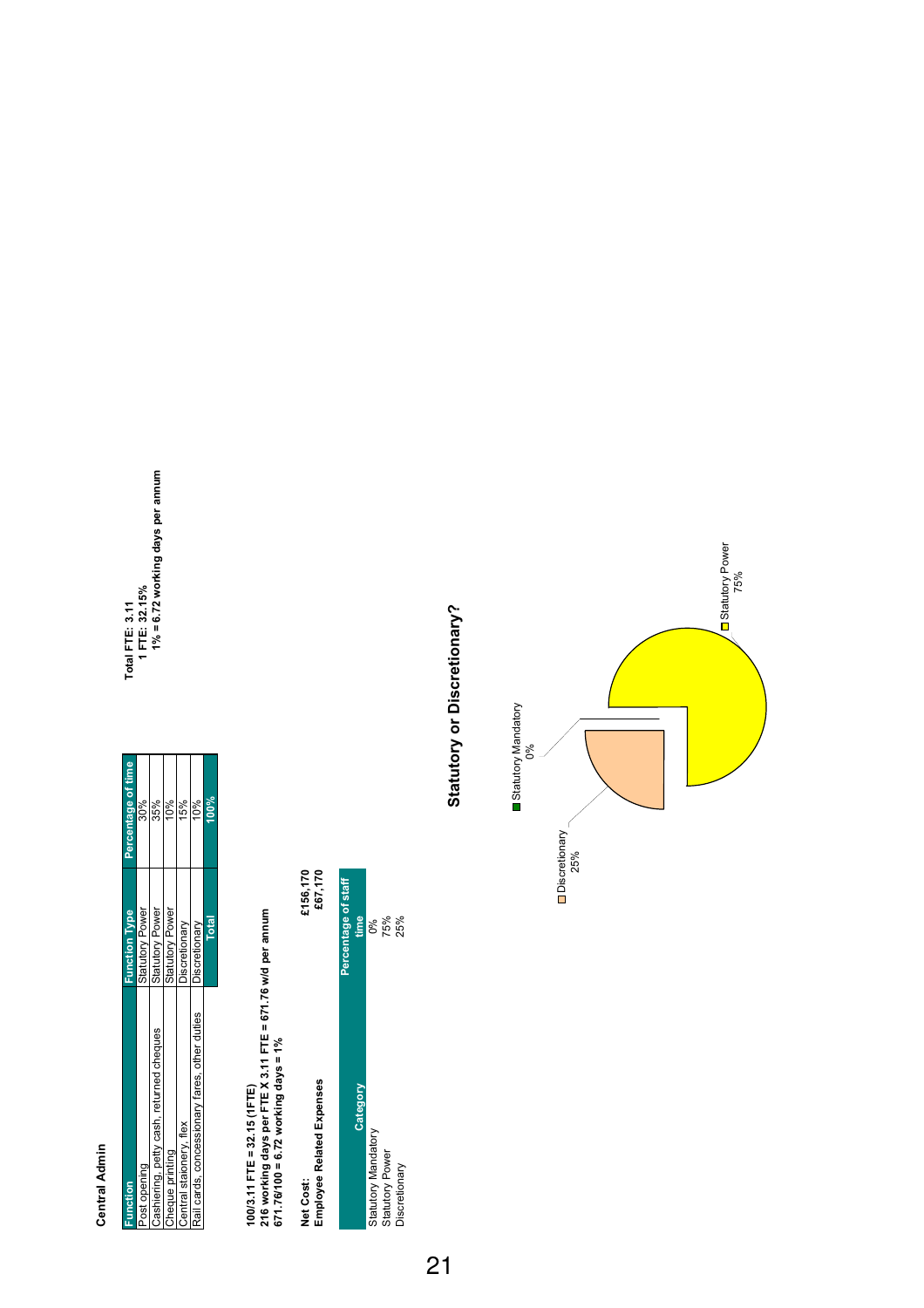**Central Admin**

| Function | Function Type | Percentage of time |
|---|---|---|
| Post opening | Statutory Power | 30% |
| Cashiering, petty cash, returned cheques | Statutory Power | 35% |
| Cheque printing | Statutory Power | 10% |
| Central stationery, flex | Discretionary | 15% |
| Rail cards, concessionary fares, other duties | Discretionary | 10% |
| | **Total** | **100%** |

**Total FTE: 3.11**
**1 FTE: 32.15%**
**1% = 6.72 working days per annum**

**100/3.11 FTE = 32.15 (1FTE)**
**216 working days per FTE X 3.11 FTE = 671.76 w/d per annum**
**671.76/100 = 6.72 working days = 1%**

| | |
|---|---|
| **Net Cost:** | **£156,170** |
| **Employee Related Expenses** | **£67,170** |

| Category | Percentage of staff time |
|---|---|
| Statutory Mandatory | 0% |
| Statutory Power | 75% |
| Discretionary | 25% |

**Statutory or Discretionary?**

Statutory Mandatory 0%
Discretionary 25%
Statutory Power 75%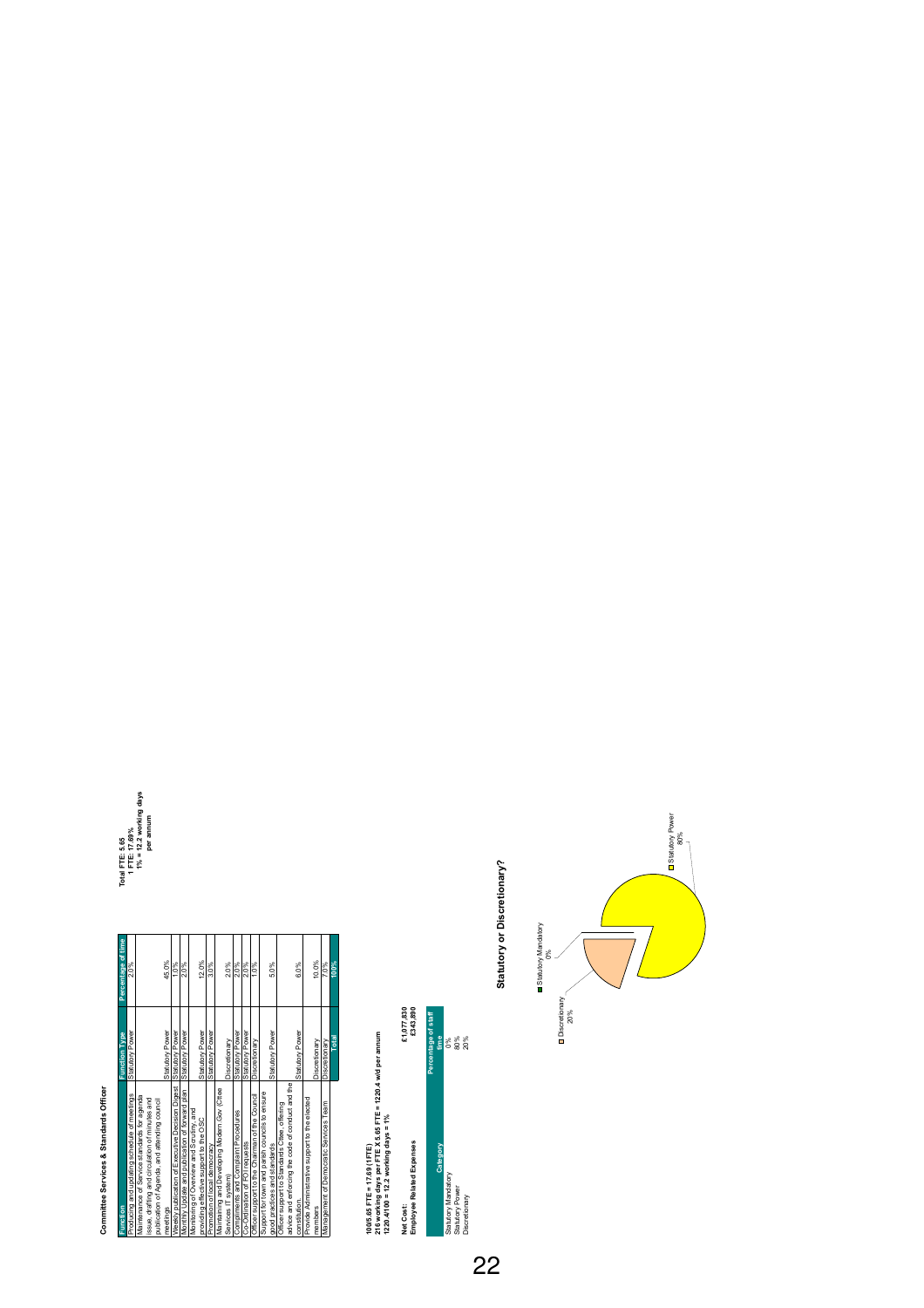# Committee Services & Standards Officer

| Function | Function Type | Percentage of time |
|---|---|---|
| Producing and updating schedule of meetings | Statutory Power | 2.0% |
| Maintenance of Service standards for agenda issue, drafting and circulation of minutes and publication of Agenda, and attending council meetings | Statutory Power | 45.0% |
| Weekly publication of Executive Decision Digest | Statutory Power | 1.0% |
| Monthly Update and publication of forward plan | Statutory Power | 2.0% |
| Monitoring of Overview and Scrutiny, and providing effective support to the OSC | Statutory Power | 12.0% |
| Promotion of local democracy | Statutory Power | 3.0% |
| Maintaining and Developing Modern.Gov (Cttee Services IT system) | Discretionary | 2.0% |
| Compliments and Complaint Procedures | Statutory Power | 2.0% |
| Co-Ordination of FOI requests | Statutory Power | 2.0% |
| Officer support to the Chairman of the Council | Discretionary | 1.0% |
| Support for town and parish councils to ensure good practices and standards | Statutory Power | 5.0% |
| Officer support to Standards Cttee, offering advice and enforcing the code of conduct and the constitution. | Statutory Power | 6.0% |
| Provide Administrative support to the elected members | Discretionary | 10.0% |
| Management of Democratic Services Team | Discretionary | 7.0% |
| | **Total** | **100%** |

**Total FTE: 5.65**
**1 FTE: 17.69%**
**1% = 12.2 working days per annum**

**100/5.65 FTE = 17.69 (1 FTE)**
**216 working days per FTE X 5.65 FTE = 1220.4 w/d per annum**
**1220.4/100 = 12.2 working days = 1%**

| | |
|---|---|
| **Net Cost:** | **£ 1,077,830** |
| **Employee Related Expenses** | **£343,890** |

| Category | Percentage of staff time |
|---|---|
| Statutory Mandatory | 0% |
| Statutory Power | 80% |
| Discretionary | 20% |

## Statutory or Discretionary?

Statutory Mandatory 0%
Discretionary 20%
Statutory Power 80%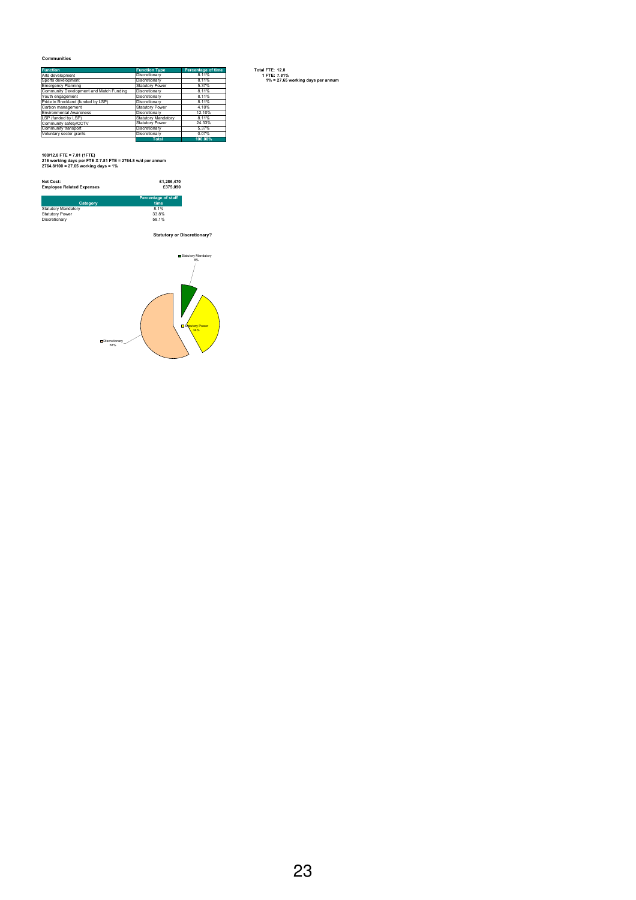**Communities**

| Function | Function Type | Percentage of time |
|---|---|---|
| Arts development | Discretionary | 8.11% |
| Sports development | Discretionary | 8.11% |
| Emergency Planning | Statutory Power | 5.37% |
| Community Development and Match Funding | Discretionary | 8.11% |
| Youth engagement | Discretionary | 8.11% |
| Pride in Breckland (funded by LSP) | Discretionary | 8.11% |
| Carbon management | Statutory Power | 4.10% |
| Environmental Awareness | Discretionary | 12.10% |
| LSP (funded by LSP) | Statutory Mandatory | 8.11% |
| Community safety/CCTV | Statutory Power | 24.33% |
| Community transport | Discretionary | 5.37% |
| Voluntary sector grants | Discretionary | 0.07% |
| | **Total** | **100.00%** |

**Total FTE: 12.8**
**1 FTE: 7.81%**
**1% = 27.65 working days per annum**

**100/12.8 FTE = 7.81 (1FTE)**
**216 working days per FTE X 7.81 FTE = 2764.8 w/d per annum**
**2764.8/100 = 27.65 working days = 1%**

| | |
|---|---|
| **Net Cost:** | **£1,286,470** |
| **Employee Related Expenses** | **£375,090** |

| Category | Percentage of staff time |
|---|---|
| Statutory Mandatory | 8.1% |
| Statutory Power | 33.8% |
| Discretionary | 58.1% |

**Statutory or Discretionary?**

Statutory Mandatory 8%
Statutory Power 34%
Discretionary 58%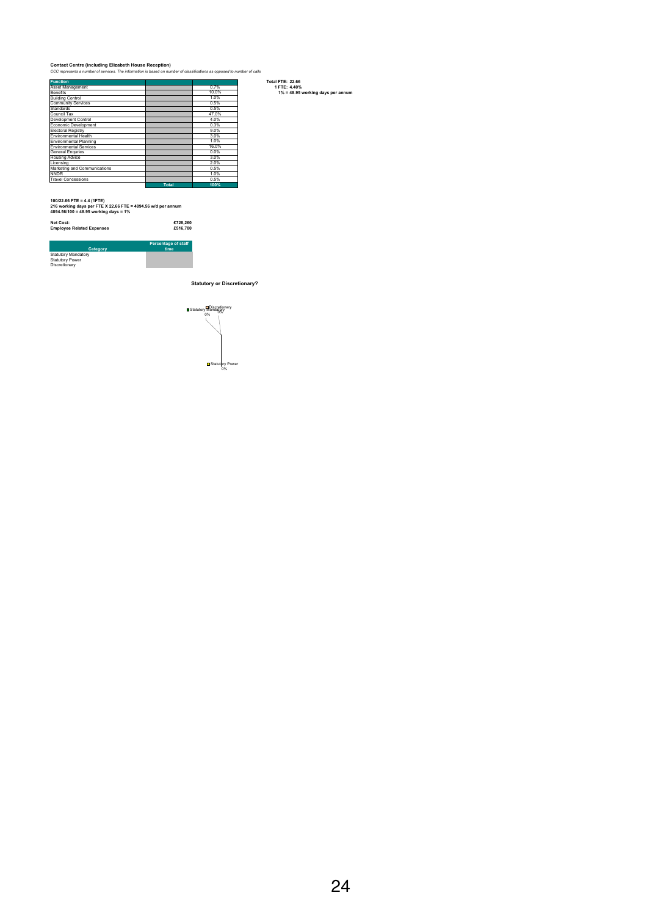**Contact Centre (including Elizabeth House Reception)**

*CCC represents a number of services. The information is based on number of classifications as opposed to number of calls*

| Function | | |
|---|---|---|
| Asset Management | | 0.7% |
| Benefits | | 10.0% |
| Building Control | | 1.0% |
| Community Services | | 0.5% |
| Standards | | 0.5% |
| Council Tax | | 47.0% |
| Development Control | | 4.0% |
| Economic Development | | 0.3% |
| Electoral Registry | | 9.0% |
| Environmental Health | | 3.0% |
| Environmental Planning | | 1.0% |
| Environmental Services | | 16.0% |
| General Enquiries | | 0.0% |
| Housing Advice | | 3.0% |
| Licensing | | 2.0% |
| Marketing and Communications | | 0.5% |
| NNDR | | 1.0% |
| Travel Concessions | | 0.5% |
| | Total | 100% |

**Total FTE: 22.66**
**1 FTE: 4.40%**
**1% = 48.95 working days per annum**

**100/22.66 FTE = 4.4 (1FTE)**
**216 working days per FTE X 22.66 FTE = 4894.56 w/d per annum**
**4894.56/100 = 48.95 working days = 1%**

| | |
|---|---|
| **Net Cost:** | **£728,260** |
| **Employee Related Expenses** | **£516,700** |

| Category | Percentage of staff time |
|---|---|
| Statutory Mandatory | |
| Statutory Power | |
| Discretionary | |

**Statutory or Discretionary?**

Statutory Mandatory 0%
Discretionary 0%
Statutory Power 0%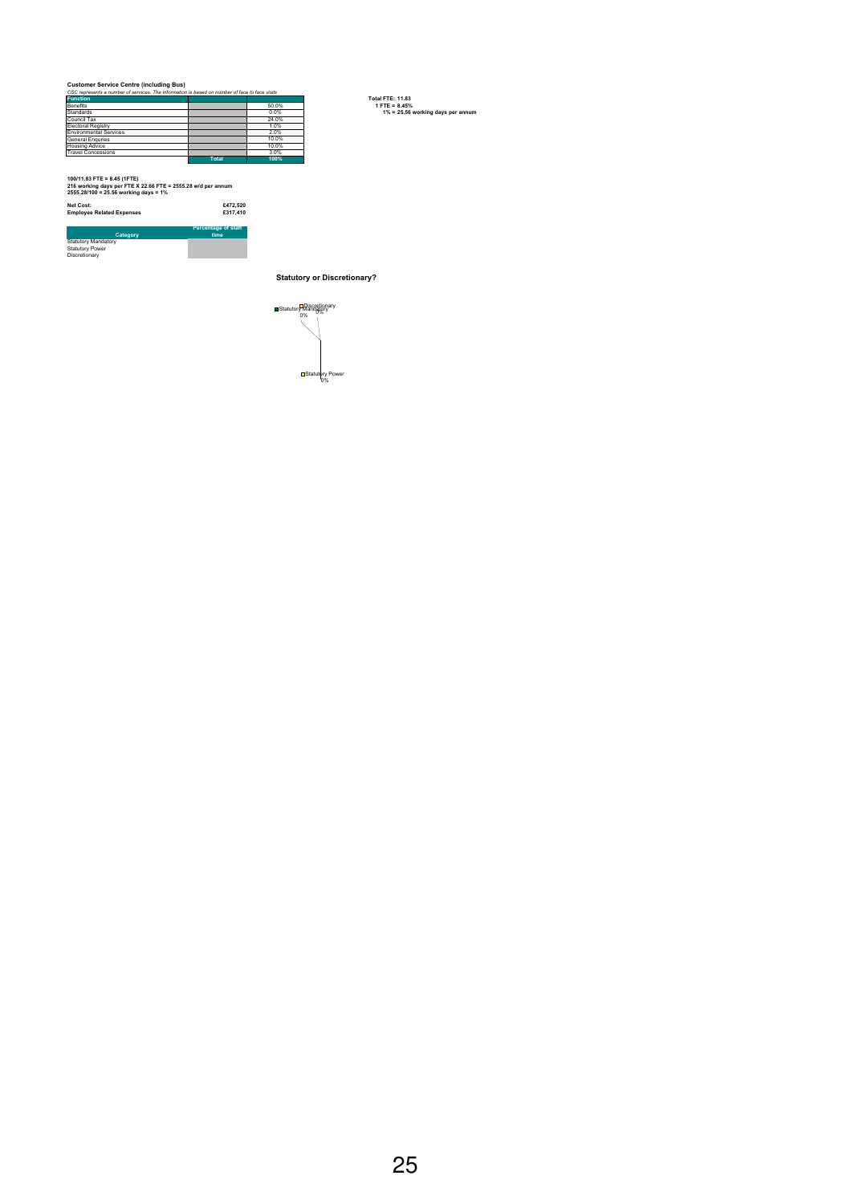**Customer Service Centre (including Bus)**

*CSC represents a number of services. The information is based on number of face to face visits*

| Function | | |
|---|---|---|
| Benefits | | 50.0% |
| Standards | | 0.0% |
| Council Tax | | 24.0% |
| Electoral Registry | | 1.0% |
| Environmental Services | | 2.0% |
| General Enquries | | 10.0% |
| Housing Advice | | 10.0% |
| Travel Concessions | | 3.0% |
| | Total | 100% |

**Total FTE: 11.83**
**1 FTE = 8.45%**
**1% = 25.56 working days per annum**

**100/11.83 FTE = 8.45 (1FTE)**
**216 working days per FTE X 22.66 FTE = 2555.28 w/d per annum**
**2555.28/100 = 25.56 working days = 1%**

| | |
|---|---|
| **Net Cost:** | **£472,520** |
| **Employee Related Expenses** | **£317,410** |

| Category | Percentage of staff time |
|---|---|
| Statutory Mandatory | |
| Statutory Power | |
| Discretionary | |

**Statutory or Discretionary?**

Statutory Mandatory 0%
Discretionary 0%
Statutory Power 0%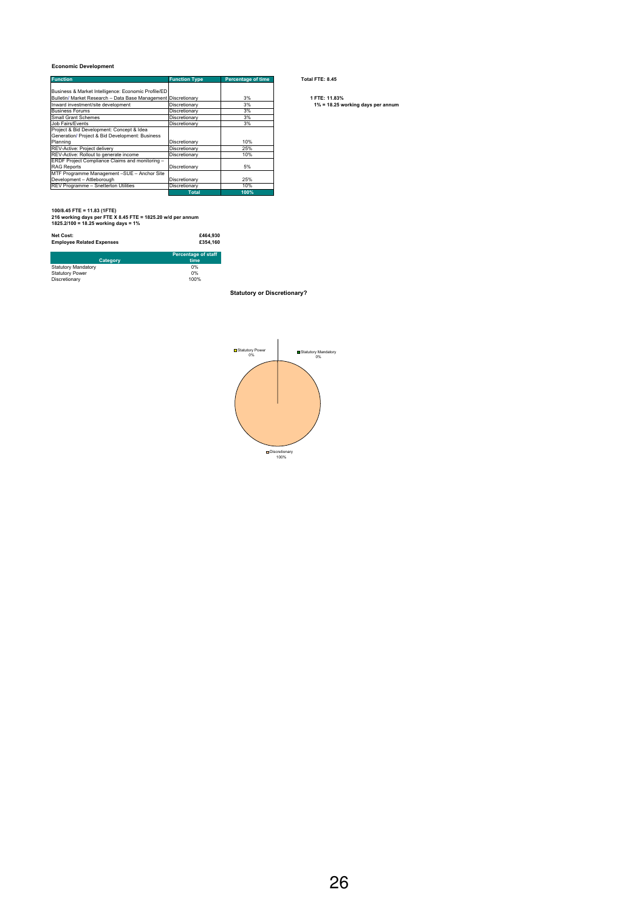**Economic Development**

| Function | Function Type | Percentage of time |
| --- | --- | --- |
| Business & Market Intelligence: Economic Profile/ED Bulletin/ Market Research – Data Base Management | Discretionary | 3% |
| Inward investment/site development | Discretionary | 3% |
| Business Forums | Discretionary | 3% |
| Small Grant Schemes | Discretionary | 3% |
| Job Fairs/Events | Discretionary | 3% |
| Project & Bid Development: Concept & Idea Generation/ Project & Bid Development: Business Planning | Discretionary | 10% |
| REV-Active: Project delivery | Discretionary | 25% |
| REV-Active: Rollout to generate income | Discretionary | 10% |
| ERDF Project Compliance Claims and monitoring – RAG Reports | Discretionary | 5% |
| MTF Programme Management –SUE – Anchor Site Development – Attleborough | Discretionary | 25% |
| REV Programme – Snetterton Utilities | Discretionary | 10% |
| | **Total** | **100%** |

**Total FTE: 8.45**

**1 FTE: 11.83%**
**1% = 18.25 working days per annum**

**100/8.45 FTE = 11.83 (1FTE)**
**216 working days per FTE X 8.45 FTE = 1825.20 w/d per annum**
**1825.2/100 = 18.25 working days = 1%**

| | |
| --- | --- |
| **Net Cost:** | **£464,930** |
| **Employee Related Expenses** | **£354,160** |

| Category | Percentage of staff time |
| --- | --- |
| Statutory Mandatory | 0% |
| Statutory Power | 0% |
| Discretionary | 100% |

**Statutory or Discretionary?**

Statutory Power 0%
Statutory Mandatory 0%
Discretionary 100%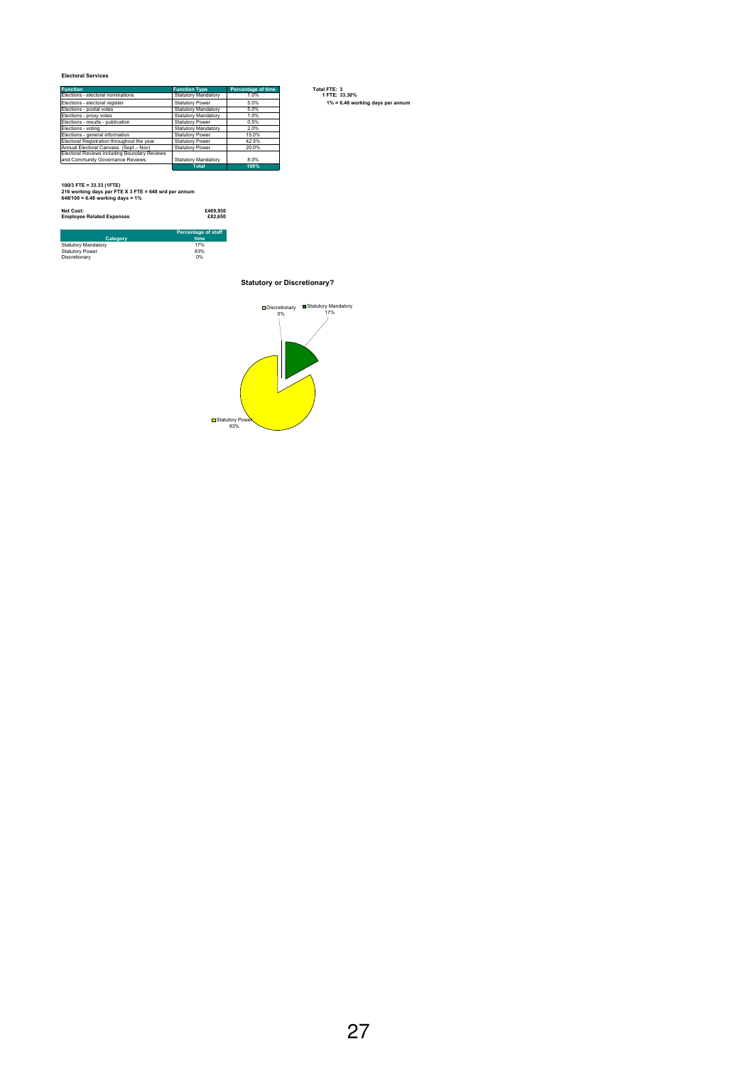## Electoral Services

| Function | Function Type | Percentage of time |
|---|---|---|
| Elections - electoral nominations | Statutory Mandatory | 1.0% |
| Elections - electoral register | Statutory Power | 5.0% |
| Elections - postal votes | Statutory Mandatory | 5.0% |
| Elections - proxy votes | Statutory Mandatory | 1.0% |
| Elections - results - publication | Statutory Power | 0.5% |
| Elections - voting | Statutory Mandatory | 2.0% |
| Elections - general information | Statutory Power | 15.0% |
| Electoral Registration throughout the year | Statutory Power | 42.5% |
| Annual Electoral Canvass (Sept – Nov) | Statutory Power | 20.0% |
| Electoral Reviews including Boundary Reviews and Community Governance Reviews | Statutory Mandatory | 8.0% |
| | Total | 100% |

**Total FTE: 3**
**1 FTE: 33.30%**
**1% = 6.48 working days per annum**

**100/3 FTE = 33.33 (1FTE)**
**216 working days per FTE X 3 FTE = 648 w/d per annum**
**648/100 = 6.48 working days = 1%**

| | |
|---|---|
| **Net Cost:** | **£469,930** |
| **Employee Related Expenses** | **£82,650** |

| Category | Percentage of staff time |
|---|---|
| Statutory Mandatory | 17% |
| Statutory Power | 83% |
| Discretionary | 0% |

**Statutory or Discretionary?**

Discretionary 0%
Statutory Mandatory 17%
Statutory Power 83%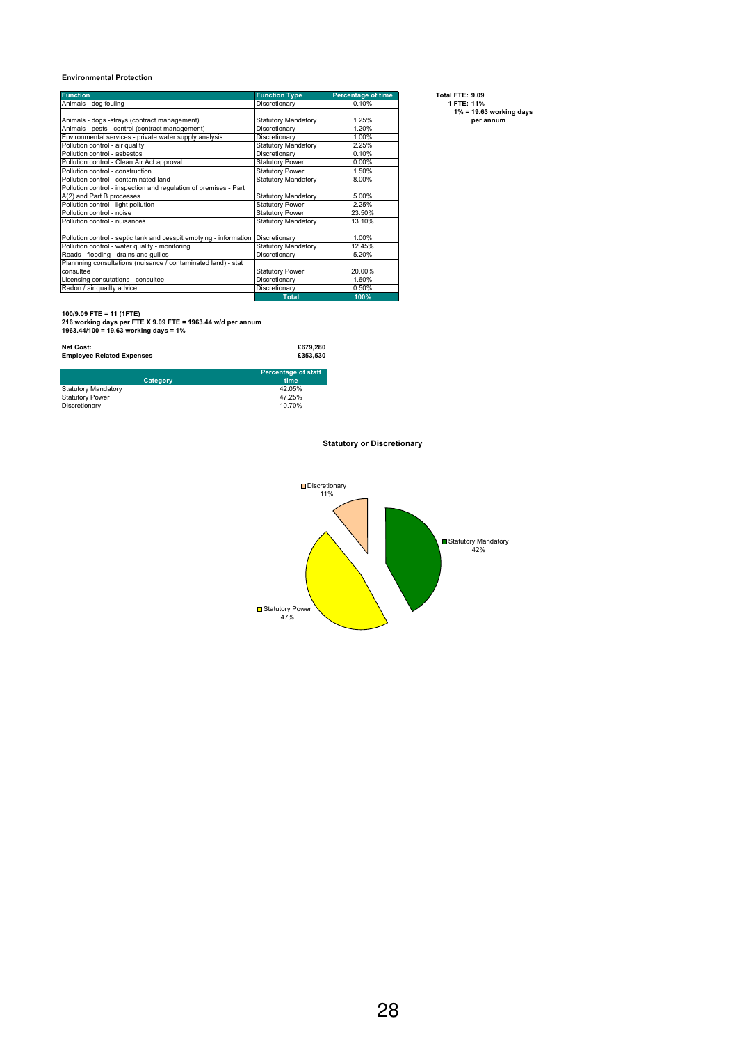**Environmental Protection**

| Function | Function Type | Percentage of time |
|---|---|---|
| Animals - dog fouling | Discretionary | 0.10% |
| Animals - dogs -strays (contract management) | Statutory Mandatory | 1.25% |
| Animals - pests - control (contract management) | Discretionary | 1.20% |
| Environmental services - private water supply analysis | Discretionary | 1.00% |
| Pollution control - air quality | Statutory Mandatory | 2.25% |
| Pollution control - asbestos | Discretionary | 0.10% |
| Pollution control - Clean Air Act approval | Statutory Power | 0.00% |
| Pollution control - construction | Statutory Power | 1.50% |
| Pollution control - contaminated land | Statutory Mandatory | 8.00% |
| Pollution control - inspection and regulation of premises - Part A(2) and Part B processes | Statutory Mandatory | 5.00% |
| Pollution control - light pollution | Statutory Power | 2.25% |
| Pollution control - noise | Statutory Power | 23.50% |
| Pollution control - nuisances | Statutory Mandatory | 13.10% |
| Pollution control - septic tank and cesspit emptying - information | Discretionary | 1.00% |
| Pollution control - water quality - monitoring | Statutory Mandatory | 12.45% |
| Roads - flooding - drains and gullies | Discretionary | 5.20% |
| Plannning consultations (nuisance / contaminated land) - stat consultee | Statutory Power | 20.00% |
| Licensing consutations - consultee | Discretionary | 1.60% |
| Radon / air quailty advice | Discretionary | 0.50% |
| | **Total** | **100%** |

**Total FTE: 9.09**
**1 FTE: 11%**
**1% = 19.63 working days per annum**

**100/9.09 FTE = 11 (1FTE)**
**216 working days per FTE X 9.09 FTE = 1963.44 w/d per annum**
**1963.44/100 = 19.63 working days = 1%**

| | |
|---|---|
| **Net Cost:** | **£679,280** |
| **Employee Related Expenses** | **£353,530** |

| Category | Percentage of staff time |
|---|---|
| Statutory Mandatory | 42.05% |
| Statutory Power | 47.25% |
| Discretionary | 10.70% |

**Statutory or Discretionary**

Discretionary 11%
Statutory Mandatory 42%
Statutory Power 47%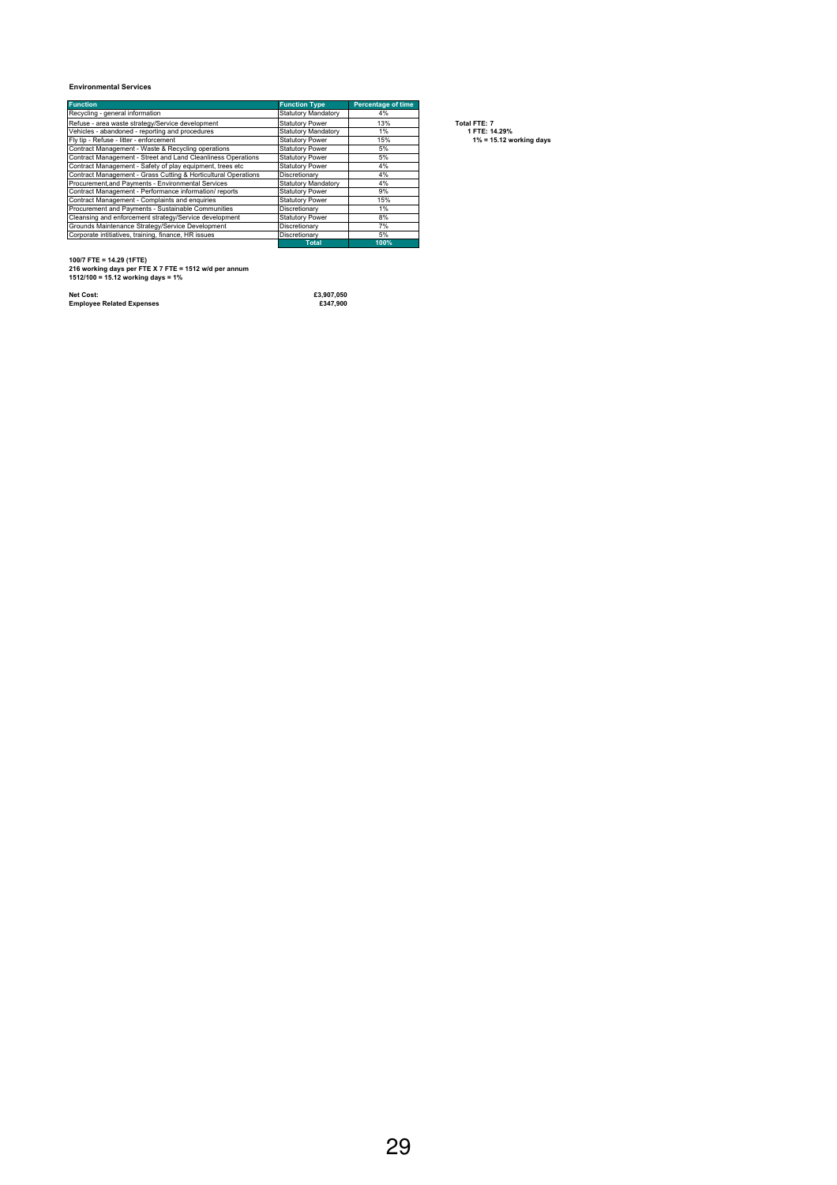**Environmental Services**

| Function | Function Type | Percentage of time |
|---|---|---|
| Recycling - general information | Statutory Mandatory | 4% |
| Refuse - area waste strategy/Service development | Statutory Power | 13% |
| Vehicles - abandoned - reporting and procedures | Statutory Mandatory | 1% |
| Fly tip - Refuse - litter - enforcement | Statutory Power | 15% |
| Contract Management - Waste & Recycling operations | Statutory Power | 5% |
| Contract Management - Street and Land Cleanliness Operations | Statutory Power | 5% |
| Contract Management - Safety of play equipment, trees etc | Statutory Power | 4% |
| Contract Management - Grass Cutting & Horticultural Operations | Discretionary | 4% |
| Procurement,and Payments - Environmental Services | Statutory Mandatory | 4% |
| Contract Management - Performance information/ reports | Statutory Power | 9% |
| Contract Management - Complaints and enquiries | Statutory Power | 15% |
| Procurement and Payments - Sustainable Communities | Discretionary | 1% |
| Cleansing and enforcement strategy/Service development | Statutory Power | 8% |
| Grounds Maintenance Strategy/Service Development | Discretionary | 7% |
| Corporate intitiatives, training, finance, HR issues | Discretionary | 5% |
| | **Total** | **100%** |

**Total FTE: 7**
**1 FTE: 14.29%**
**1% = 15.12 working days**

**100/7 FTE = 14.29 (1FTE)**
**216 working days per FTE X 7 FTE = 1512 w/d per annum**
**1512/100 = 15.12 working days = 1%**

**Net Cost:** **£3,907,050**
**Employee Related Expenses** **£347,900**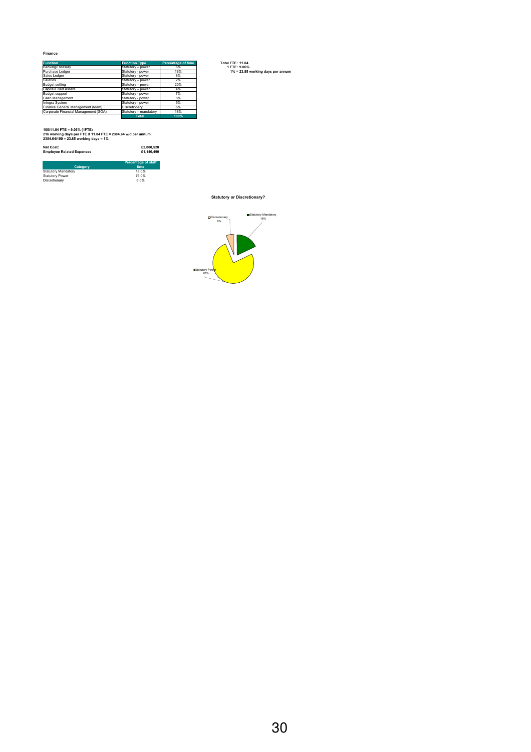**Finance**

| Function | Function Type | Percentage of time |
|---|---|---|
| Banking/Treasury | Statutory – power | 6% |
| Purchase Ledger | Statutory - power | 16% |
| Sales Ledger | Statutory - power | 8% |
| Salaries | Statutory – power | 2% |
| Budget setting | Statutory – power | 20% |
| Capital/Fixed Assets | Statutory – power | 4% |
| Budget support | Statutory - power | 7% |
| Cash Management | Statutory - power | 8% |
| Integra System | Statutory - power | 5% |
| Finance General Management (team) | Discretionary | 6% |
| Corporate Financial Management (SOA) | Statutory – mandatory | 18% |
| | **Total** | **100%** |

**Total FTE: 11.04**
**1 FTE: 9.06%**
**1% = 23.85 working days per annum**

**100/11.04 FTE = 9.06% (1FTE)**
**216 working days per FTE X 11.04 FTE = 2384.64 w/d per annum**
**2384.64/100 = 23.85 working days = 1%**

| | |
|---|---|
| **Net Cost:** | **£2,000,520** |
| **Employee Related Expenses** | **£1,146,490** |

| Category | Percentage of staff time |
|---|---|
| Statutory Mandatory | 18.0% |
| Statutory Power | 76.0% |
| Discretionary | 6.0% |

**Statutory or Discretionary?**

Discretionary 6%
Statutory Mandatory 18%
Statutory Power 76%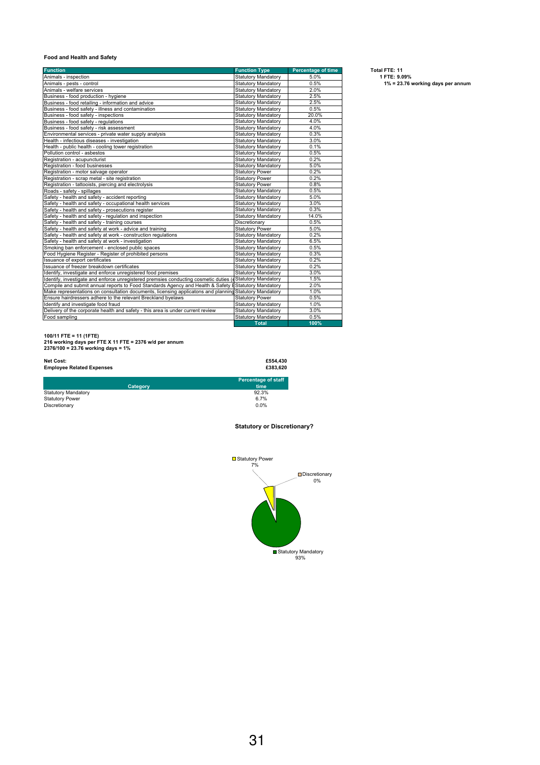**Food and Health and Safety**

| Function | Function Type | Percentage of time |
|---|---|---|
| Animals - inspection | Statutory Mandatory | 5.0% |
| Animals - pests - control | Statutory Mandatory | 0.5% |
| Animals - welfare services | Statutory Mandatory | 2.0% |
| Business - food production - hygiene | Statutory Mandatory | 2.5% |
| Business - food retailing - information and advice | Statutory Mandatory | 2.5% |
| Business - food safety - illness and contamination | Statutory Mandatory | 0.5% |
| Business - food safety - inspections | Statutory Mandatory | 20.0% |
| Business - food safety - regulations | Statutory Mandatory | 4.0% |
| Business - food safety - risk assessment | Statutory Mandatory | 4.0% |
| Environmental services - private water supply analysis | Statutory Mandatory | 0.3% |
| Health - infectious diseases - investigation | Statutory Mandatory | 3.0% |
| Health - public health - cooling tower registration | Statutory Mandatory | 0.1% |
| Pollution control - asbestos | Statutory Mandatory | 0.5% |
| Registration - acupuncturist | Statutory Mandatory | 0.2% |
| Registration - food businesses | Statutory Mandatory | 5.0% |
| Registration - motor salvage operator | Statutory Power | 0.2% |
| Registration - scrap metal - site registration | Statutory Power | 0.2% |
| Registration - tattooists, piercing and electrolysis | Statutory Power | 0.8% |
| Roads - safety - spillages | Statutory Mandatory | 0.5% |
| Safety - health and safety - accident reporting | Statutory Mandatory | 5.0% |
| Safety - health and safety - occupational health services | Statutory Mandatory | 3.0% |
| Safety - health and safety - prosecutions register | Statutory Mandatory | 0.3% |
| Safety - health and safety - regulation and inspection | Statutory Mandatory | 14.0% |
| Safety - health and safety - training courses | Discretionary | 0.5% |
| Safety - health and safety at work - advice and training | Statutory Power | 5.0% |
| Safety - health and safety at work - construction regulations | Statutory Mandatory | 0.2% |
| Safety - health and safety at work - investigation | Statutory Mandatory | 6.5% |
| Smoking ban enforcement - enclosed public spaces | Statutory Mandatory | 0.5% |
| Food Hygiene Register - Register of prohibited persons | Statutory Mandatory | 0.3% |
| Issuance of export certificates | Statutory Mandatory | 0.2% |
| Issuance of freezer breakdown certificates | Statutory Mandatory | 0.2% |
| Identify, investigate and enforce unregistered food premises | Statutory Mandatory | 3.0% |
| Identify, investigate and enforce unregistered premsies conducting cosmetic duties (e | Statutory Mandatory | 1.5% |
| Compile and submit annual reports to Food Standards Agency and Health & Safety E | Statutory Mandatory | 2.0% |
| Make representations on consultation documents, licensing applicatons and planning | Statutory Mandatory | 1.0% |
| Ensure hairdressers adhere to the relevant Breckland byelaws | Statutory Power | 0.5% |
| Identify and investigate food fraud | Statutory Mandatory | 1.0% |
| Delivery of the corporate health and safety - this area is under current review | Statutory Mandatory | 3.0% |
| Food sampling | Statutory Mandatory | 0.5% |
| | **Total** | **100%** |

**Total FTE: 11**
**1 FTE: 9.09%**
**1% = 23.76 working days per annum**

**100/11 FTE = 11 (1FTE)**
**216 working days per FTE X 11 FTE = 2376 w/d per annum**
**2376/100 = 23.76 working days = 1%**

| | |
|---|---|
| **Net Cost:** | **£554,430** |
| **Employee Related Expenses** | **£383,620** |

| Category | Percentage of staff time |
|---|---|
| Statutory Mandatory | 92.3% |
| Statutory Power | 6.7% |
| Discretionary | 0.0% |

**Statutory or Discretionary?**

Statutory Power 7%
Discretionary 0%
Statutory Mandatory 93%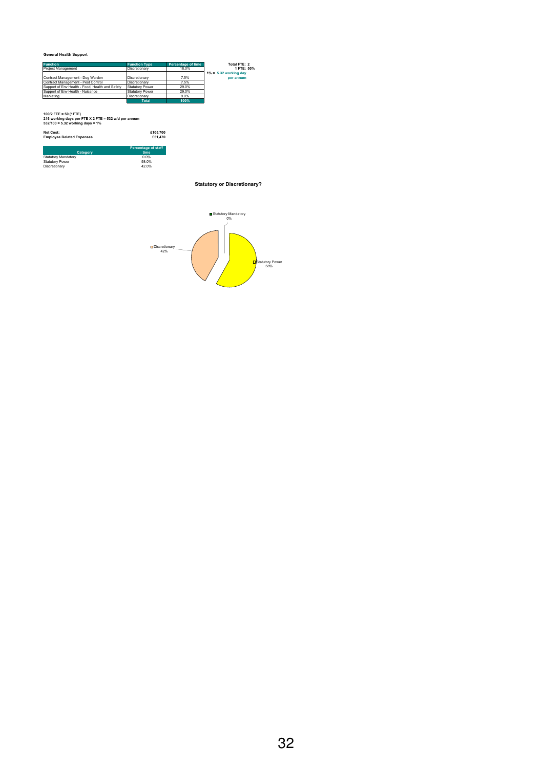**General Health Support**

| Function | Function Type | Percentage of time |
|---|---|---|
| Project Management | Discretionary | 18.0% |
| | | |
| Contract Management - Dog Warden | Discretionary | 7.5% |
| Contract Management - Pest Control | Discretionary | 7.5% |
| Support of Env Health - Food, Health and Safety | Statutory Power | 29.0% |
| Support of Env Health - Nuisance | Statutory Power | 29.0% |
| Marketing | Discretionary | 9.0% |
| | Total | 100% |

**Total FTE: 2**
**1 FTE: 50%**
**1% = 5.32 working day per annum**

**100/2 FTE = 50 (1FTE)**
**216 working days per FTE X 2 FTE = 532 w/d per annum**
**532/100 = 5.32 working days = 1%**

| | |
|---|---|
| **Net Cost:** | **£105,700** |
| **Employee Related Expenses** | **£51,470** |

| Category | Percentage of staff time |
|---|---|
| Statutory Mandatory | 0.0% |
| Statutory Power | 58.0% |
| Discretionary | 42.0% |

**Statutory or Discretionary?**

Statutory Mandatory 0%
Discretionary 42%
Statutory Power 58%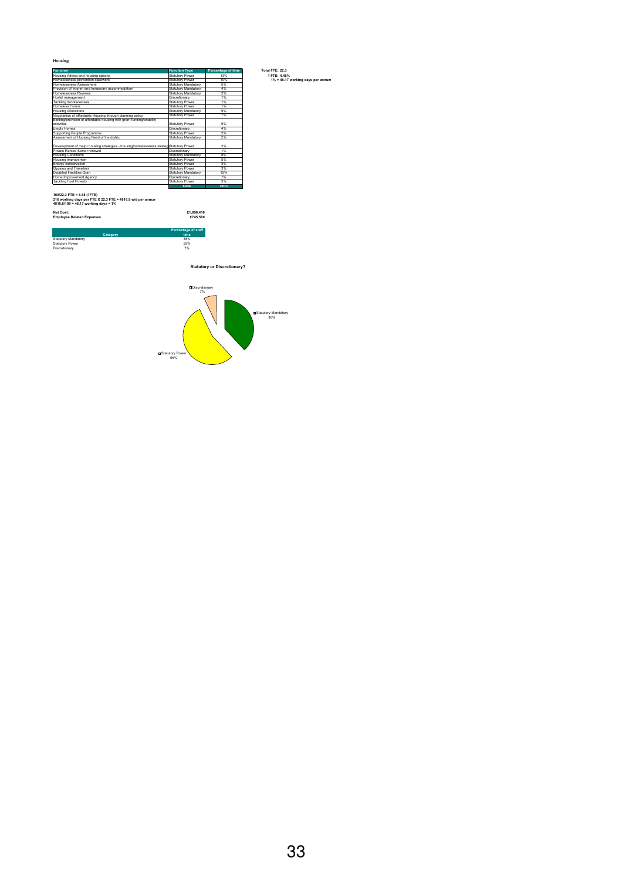# Housing

| Function | Function Type | Percentage of time |
|---|---|---|
| Housing Advice and housing options | Statutory Power | 13% |
| Homelessness prevention casework | Statutory Power | 10% |
| Homelessness Assessment | Statutory Mandatory | 5% |
| Provision of interim and temporary accommodation | Statutory Mandatory | 4% |
| Homelessness Reviews | Statutory Mandatory | 2% |
| Hostel management | Discretionary | 1% |
| Tackling Worklessness | Statutory Power | 1% |
| Homeless Forum | Statutory Power | 1% |
| Housing Allocations | Statutory Mandatory | 5% |
| Negotiation of affordable Housing through planning policy | Statutory Power | 7% |
| Bidding/provision of affordable housing with grant funding/enabling activities | Statutory Power | 5% |
| Empty Homes | Discretionary | 4% |
| Supporting People Programme | Statutory Power | 2% |
| Assessment of Housing Need of the distric | Statutory Mandatory | 2% |
| Development of major housing strategies - housing/homelessness strateg | Statutory Power | 2% |
| Private Rented Sector renewal | Discretionary | 1% |
| Housing Conditions | Statutory Mandatory | 8% |
| Housing improvemen | Statutory Power | 5% |
| Energy conservation | Statutory Power | 3% |
| Gypsies and Travellers | Statutory Power | 3% |
| Disabled Facilities Gran | Statutory Mandatory | 12% |
| Home Improvement Agency | Discretionary | 1% |
| Tackling Fuel Poverty | Statutory Power | 3% |
| | Total | 100% |

**Total FTE: 22.3**
**1 FTE: 4.48%**
**1% = 48.17 working days per annum**

**100/22.3 FTE = 4.48 (1FTE)**
**216 working days per FTE X 22.3 FTE = 4816.8 w/d per annum**
**4816.8/100 = 48.17 working days = 1%**

| | |
|---|---|
| **Net Cost:** | **£1,896,410** |
| **Employee Related Expenses** | **£745,560** |

| Category | Percentage of staff time |
|---|---|
| Statutory Mandatory | 38% |
| Statutory Power | 55% |
| Discretionary | 7% |

**Statutory or Discretionary?**

Discretionary 7%
Statutory Mandatory 38%
Statutory Power 55%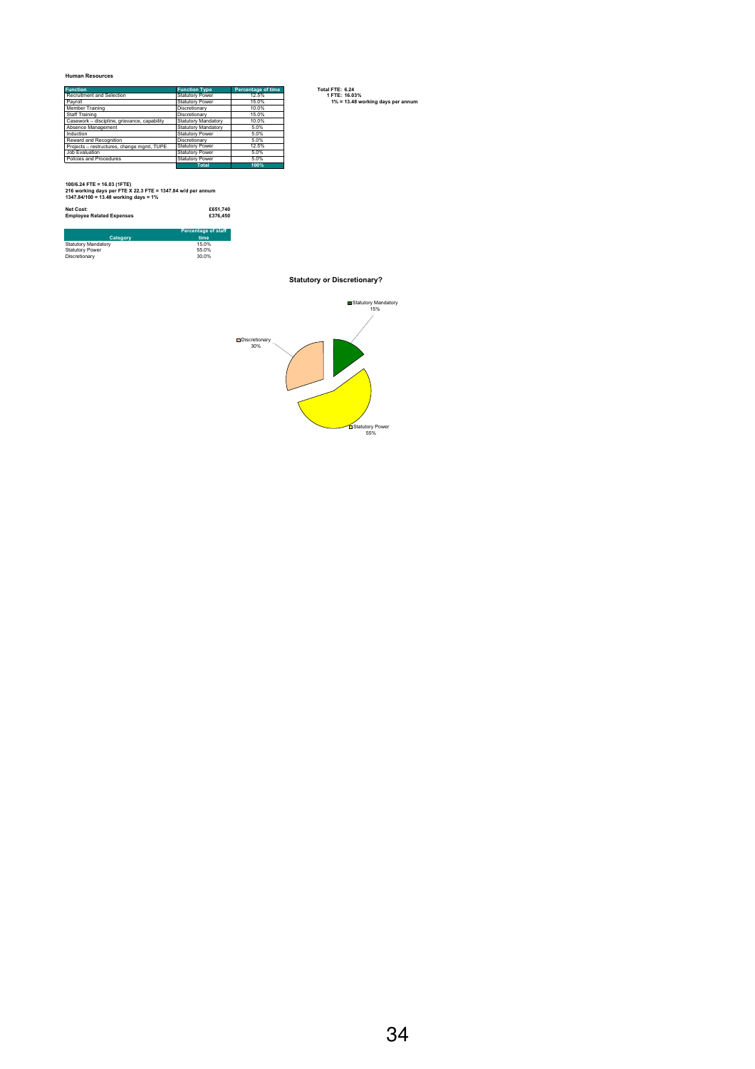**Human Resources**

| Function | Function Type | Percentage of time |
|---|---|---|
| Recruitment and Selection | Statutory Power | 12.5% |
| Payroll | Statutory Power | 15.0% |
| Member Training | Discretionary | 10.0% |
| Staff Training | Discretionary | 15.0% |
| Casework – discipline, grievance, capability | Statutory Mandatory | 10.0% |
| Absence Management | Statutory Mandatory | 5.0% |
| Induction | Statutory Power | 5.0% |
| Reward and Recognition | Discretionary | 5.0% |
| Projects – restructures, change mgmt, TUPE | Statutory Power | 12.5% |
| Job Evaluation | Statutory Power | 5.0% |
| Policies and Procedures | Statutory Power | 5.0% |
| | **Total** | **100%** |

**Total FTE: 6.24**
**1 FTE: 16.03%**
**1% = 13.48 working days per annum**

**100/6.24 FTE = 16.03 (1FTE)**
**216 working days per FTE X 22.3 FTE = 1347.84 w/d per annum**
**1347.84/100 = 13.48 working days = 1%**

| | |
|---|---|
| **Net Cost:** | **£651,740** |
| **Employee Related Expenses** | **£376,450** |

| Category | Percentage of staff time |
|---|---|
| Statutory Mandatory | 15.0% |
| Statutory Power | 55.0% |
| Discretionary | 30.0% |

**Statutory or Discretionary?**

Statutory Mandatory 15%
Discretionary 30%
Statutory Power 55%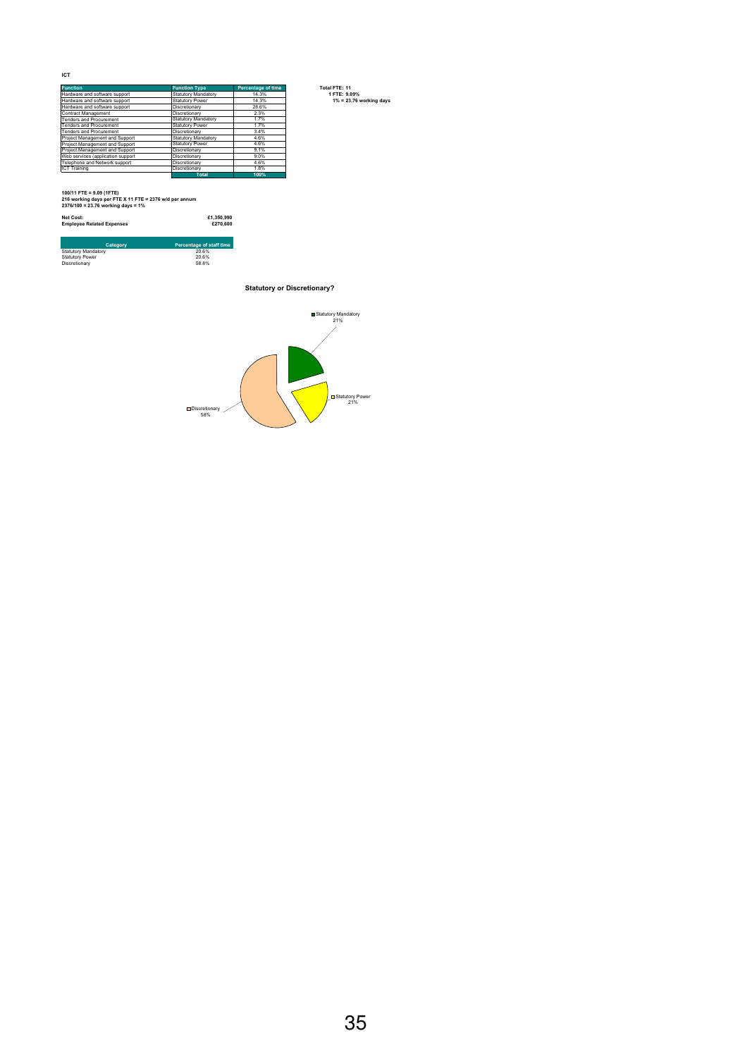**ICT**

| Function | Function Type | Percentage of time |
|---|---|---|
| Hardware and software support | Statutory Mandatory | 14.3% |
| Hardware and software support | Statutory Power | 14.3% |
| Hardware and software support | Discretionary | 28.6% |
| Contract Management | Discretionary | 2.3% |
| Tenders and Procurement | Statutory Mandatory | 1.7% |
| Tenders and Procurement | Statutory Power | 1.7% |
| Tenders and Procurement | Discretionary | 3.4% |
| Project Management and Support | Statutory Mandatory | 4.6% |
| Project Management and Support | Statutory Power | 4.6% |
| Project Management and Support | Discretionary | 9.1% |
| Web services (application support | Discretionary | 9.0% |
| Telephone and Network support | Discretionary | 4.6% |
| ICT Training | Discretionary | 1.8% |
| | **Total** | **100%** |

**Total FTE: 11**
**1 FTE: 9.09%**
**1% = 23.76 working days**

**100/11 FTE = 9.09 (1FTE)**
**216 working days per FTE X 11 FTE = 2376 w/d per annum**
**2376/100 = 23.76 working days = 1%**

| | |
|---|---|
| **Net Cost:** | **£1,350,990** |
| **Employee Related Expenses** | **£270,600** |

| Category | Percentage of staff time |
|---|---|
| Statutory Mandatory | 20.6% |
| Statutory Power | 20.6% |
| Discretionary | 58.8% |

**Statutory or Discretionary?**

Statutory Mandatory 21%
Statutory Power 21%
Discretionary 58%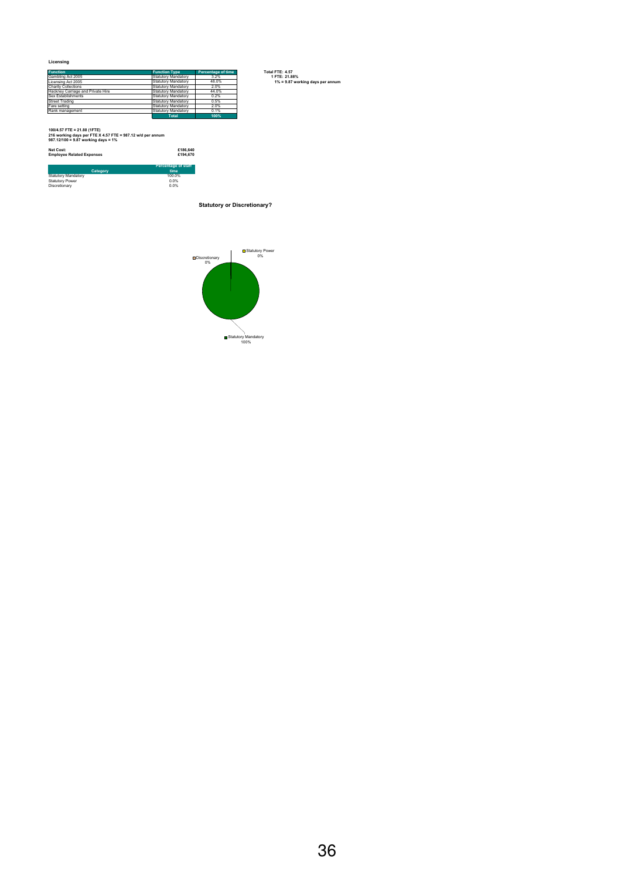**Licensing**

| Function | Function Type | Percentage of time |
|---|---|---|
| Gambling Act 2005 | Statutory Mandatory | 3.2% |
| Licensing Act 2005 | Statutory Mandatory | 48.0% |
| Charity Collections | Statutory Mandatory | 2.0% |
| Hackney Carriage and Private Hire | Statutory Mandatory | 44.0% |
| Sex Establishments | Statutory Mandatory | 0.2% |
| Street Trading | Statutory Mandatory | 0.5% |
| Fare setting | Statutory Mandatory | 2.0% |
| Rank management | Statutory Mandatory | 0.1% |
| | **Total** | **100%** |

**Total FTE: 4.57**
**1 FTE: 21.88%**
**1% = 9.87 working days per annum**

**100/4.57 FTE = 21.88 (1FTE)**
**216 working days per FTE X 4.57 FTE = 987.12 w/d per annum**
**987.12/100 = 9.87 working days = 1%**

| | |
|---|---|
| **Net Cost:** | **£186,640** |
| **Employee Related Expenses** | **£194,670** |

| Category | Percentage of staff time |
|---|---|
| Statutory Mandatory | 100.0% |
| Statutory Power | 0.0% |
| Discretionary | 0.0% |

**Statutory or Discretionary?**

Discretionary 0%
Statutory Power 0%
Statutory Mandatory 100%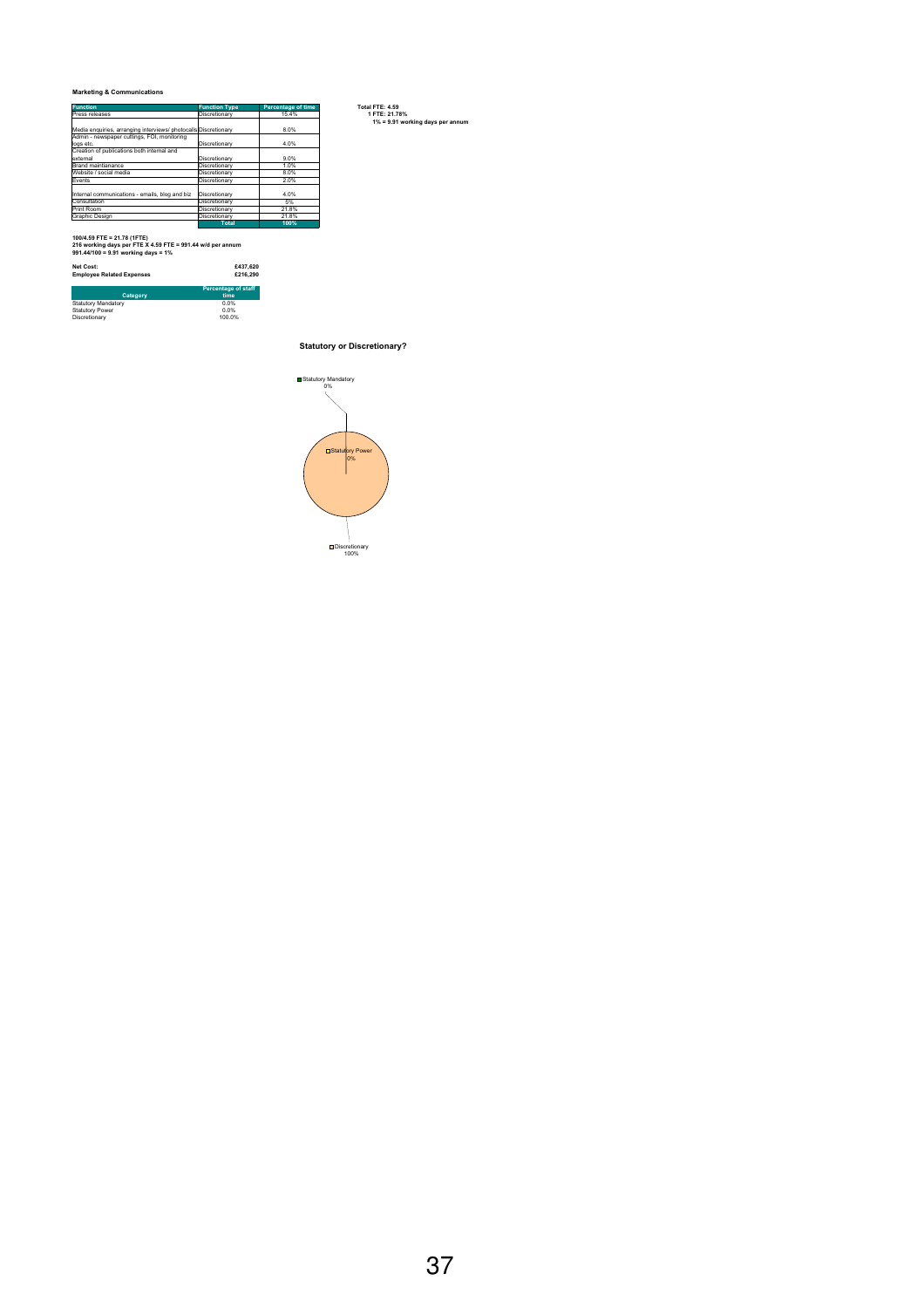**Marketing & Communications**

| Function | Function Type | Percentage of time |
|---|---|---|
| Press releases | Discretionary | 15.4% |
| Media enquiries, arranging interviews/ photocalls | Discretionary | 8.0% |
| Admin - newspaper cuttings, FOI, monitoring logs etc. | Discretionary | 4.0% |
| Creation of publications both internal and external | Discretionary | 9.0% |
| Brand maintianance | Discretionary | 1.0% |
| Website / social media | Discretionary | 8.0% |
| Events | Discretionary | 2.0% |
| Internal communications - emails, blog and biz | Discretionary | 4.0% |
| Consultation | Discretionary | 5% |
| Print Room | Discretionary | 21.8% |
| Graphic Design | Discretionary | 21.8% |
| | **Total** | **100%** |

**Total FTE: 4.59**
**1 FTE: 21.78%**
**1% = 9.91 working days per annum**

**100/4.59 FTE = 21.78 (1FTE)**
**216 working days per FTE X 4.59 FTE = 991.44 w/d per annum**
**991.44/100 = 9.91 working days = 1%**

| | |
|---|---|
| **Net Cost:** | **£437,620** |
| **Employee Related Expenses** | **£216,290** |

| Category | Percentage of staff time |
|---|---|
| Statutory Mandatory | 0.0% |
| Statutory Power | 0.0% |
| Discretionary | 100.0% |

**Statutory or Discretionary?**

Statutory Mandatory 0%

Statutory Power 0%

Discretionary 100%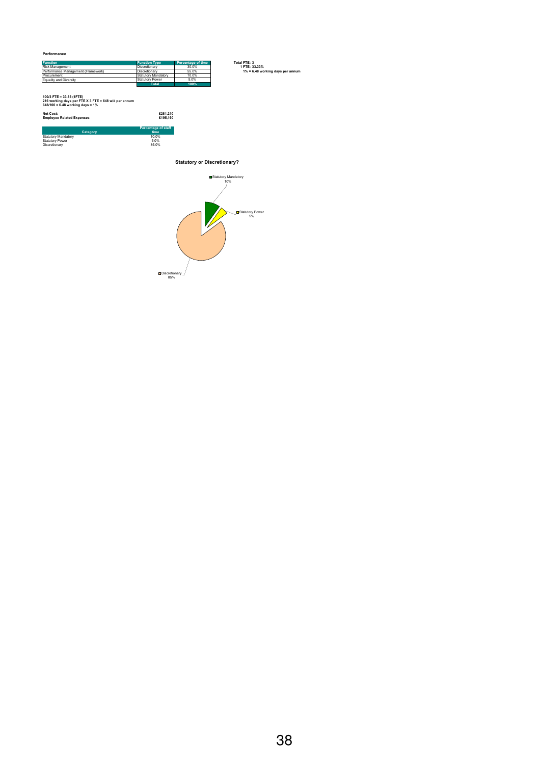**Performance**

| Function | Function Type | Percentage of time |
|---|---|---|
| Risk Management | Discretionary | 30.0% |
| Performance Management (Framework) | Discretionary | 55.0% |
| Procurement | Statutory Mandatory | 10.0% |
| Equality and Diversity | Statutory Power | 5.0% |
| | Total | 100% |

**Total FTE: 3**
**1 FTE: 33.33%**
**1% = 6.48 working days per annum**

**100/3 FTE = 33.33 (1FTE)**
**216 working days per FTE X 3 FTE = 648 w/d per annum**
**648/100 = 6.48 working days = 1%**

**Net Cost:** **£281,210**
**Employee Related Expenses** **£195,160**

| Category | Percentage of staff time |
|---|---|
| Statutory Mandatory | 10.0% |
| Statutory Power | 5.0% |
| Discretionary | 85.0% |

**Statutory or Discretionary?**

Statutory Mandatory 10%
Statutory Power 5%
Discretionary 85%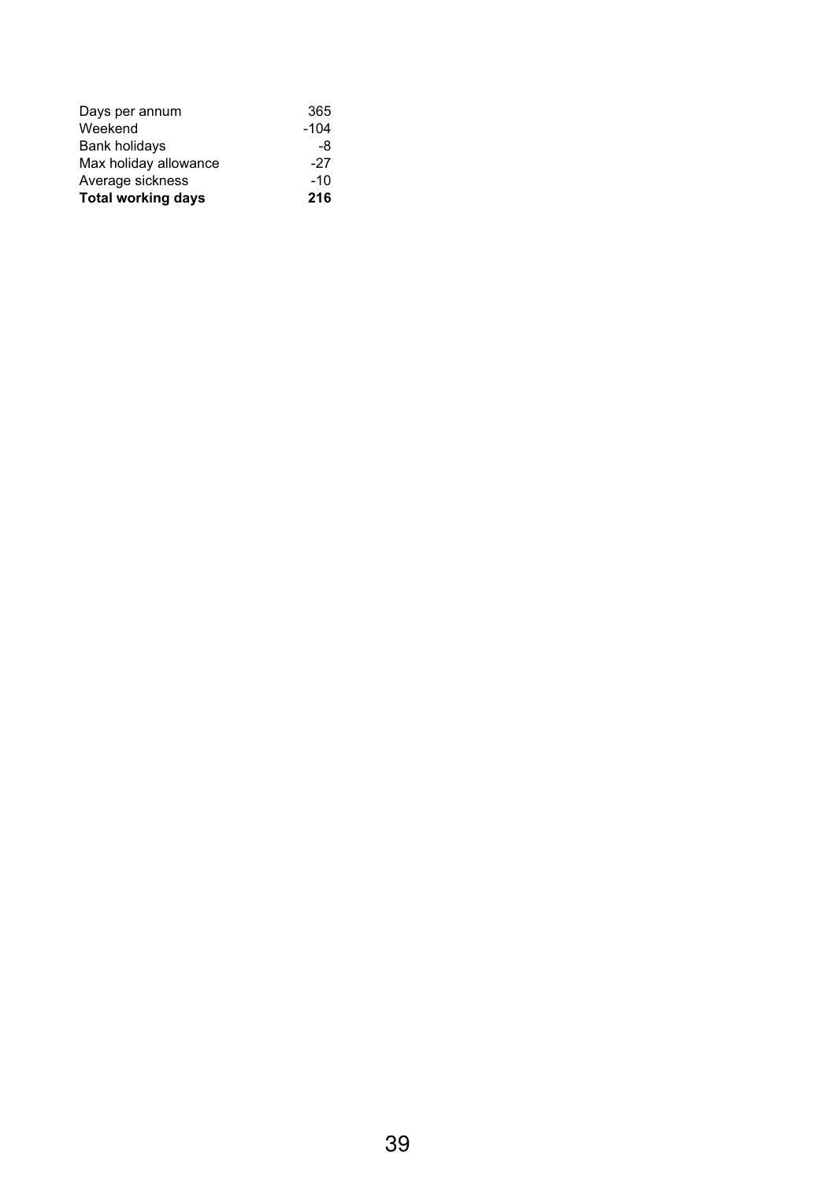| | |
|---|---|
| Days per annum | 365 |
| Weekend | -104 |
| Bank holidays | -8 |
| Max holiday allowance | -27 |
| Average sickness | -10 |
| **Total working days** | **216** |